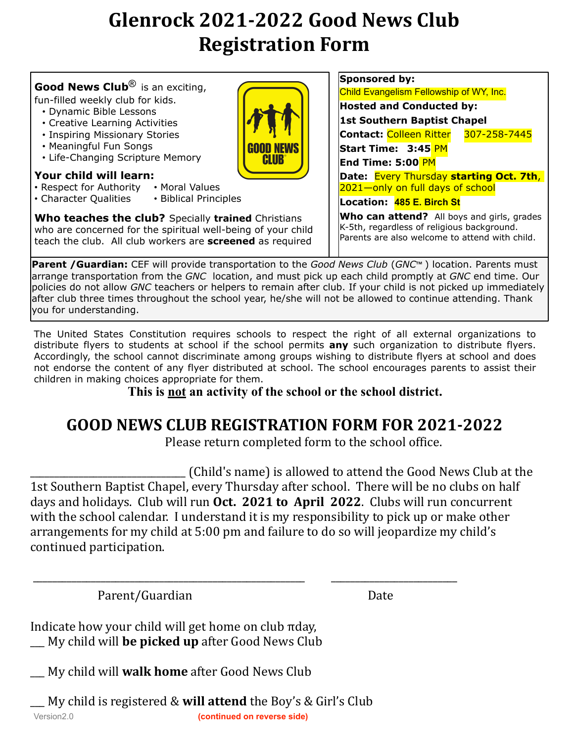# Glenrock 2021-2022 Good News Club Registration Form

**Good News Club**® is an exciting, fun-filled weekly club for kids.

- Dynamic Bible Lessons
- Creative Learning Activities
- Inspiring Missionary Stories
- Meaningful Fun Songs
- Life-Changing Scripture Memory

**Your child will learn:**

- Respect for Authority
- Moral Values
- Character Qualities
- Biblical Principles

**Who teaches the club?** Specially **trained** Christians who are concerned for the spiritual well-being of your child teach the club. All club workers are **screened** as required

**Sponsored by:**
Child Evangelism Fellowship of WY, Inc.

**Hosted and Conducted by:**
**1st Southern Baptist Chapel**

**Contact:** Colleen Ritter 307-258-7445

**Start Time: 3:45** PM

**End Time: 5:00** PM

**Date:** Every Thursday **starting Oct. 7th**, 2021—only on full days of school

**Location: 485 E. Birch St**

**Who can attend?** All boys and girls, grades K-5th, regardless of religious background. Parents are also welcome to attend with child.

**Parent /Guardian:** CEF will provide transportation to the *Good News Club* (*GNC*™ ) location. Parents must arrange transportation from the *GNC* location, and must pick up each child promptly at *GNC* end time. Our policies do not allow *GNC* teachers or helpers to remain after club. If your child is not picked up immediately after club three times throughout the school year, he/she will not be allowed to continue attending. Thank you for understanding.

The United States Constitution requires schools to respect the right of all external organizations to distribute flyers to students at school if the school permits **any** such organization to distribute flyers. Accordingly, the school cannot discriminate among groups wishing to distribute flyers at school and does not endorse the content of any flyer distributed at school. The school encourages parents to assist their children in making choices appropriate for them.

**This is not an activity of the school or the school district.**

## GOOD NEWS CLUB REGISTRATION FORM FOR 2021-2022

Please return completed form to the school office.

_____________________________ (Child's name) is allowed to attend the Good News Club at the 1st Southern Baptist Chapel, every Thursday after school. There will be no clubs on half days and holidays. Club will run **Oct. 2021 to April 2022**. Clubs will run concurrent with the school calendar. I understand it is my responsibility to pick up or make other arrangements for my child at 5:00 pm and failure to do so will jeopardize my child's continued participation.

_____________________________________________ ____________________

Parent/Guardian Date

Indicate how your child will get home on club πday,

___ My child will **be picked up** after Good News Club

___ My child will **walk home** after Good News Club

___ My child is registered & **will attend** the Boy's & Girl's Club

Version2.0 **(continued on reverse side)**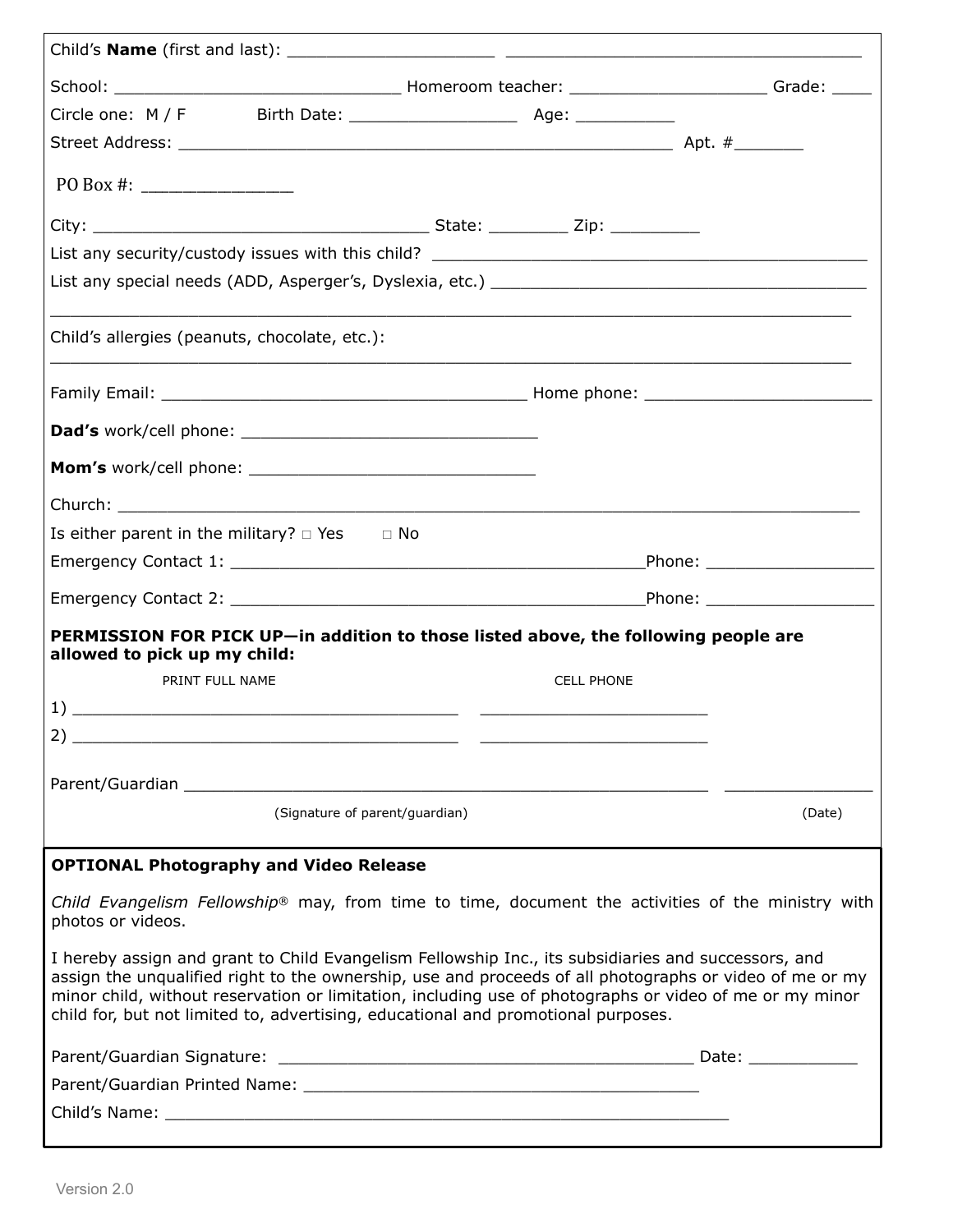Child's **Name** (first and last): ____________________ ________________________________

School: ____________________________ Homeroom teacher: ___________________ Grade: ____

Circle one: M / F Birth Date: ________________ Age: __________

Street Address: ________________________________________________ Apt. #_______

PO Box #: ______________

City: _________________________________ State: ________ Zip: _________

List any security/custody issues with this child? ___________________________________________

List any special needs (ADD, Asperger's, Dyslexia, etc.) _____________________________________

_______________________________________________________________________________

Child's allergies (peanuts, chocolate, etc.):

_______________________________________________________________________________

Family Email: ____________________________________ Home phone: ______________________

**Dad's** work/cell phone: ______________________________

**Mom's** work/cell phone: _____________________________

Church: _______________________________________________________________________

Is either parent in the military? □ Yes □ No

Emergency Contact 1: ________________________________________Phone: _________________

Emergency Contact 2: ________________________________________Phone: _________________

**PERMISSION FOR PICK UP—in addition to those listed above, the following people are allowed to pick up my child:**

PRINT FULL NAME CELL PHONE

1) _____________________________________ ______________________

2) _____________________________________ ______________________

Parent/Guardian ___________________________________________________ _______________

(Signature of parent/guardian) (Date)

**OPTIONAL Photography and Video Release**

*Child Evangelism Fellowship*® may, from time to time, document the activities of the ministry with photos or videos.

I hereby assign and grant to Child Evangelism Fellowship Inc., its subsidiaries and successors, and assign the unqualified right to the ownership, use and proceeds of all photographs or video of me or my minor child, without reservation or limitation, including use of photographs or video of me or my minor child for, but not limited to, advertising, educational and promotional purposes.

Parent/Guardian Signature: ________________________________________ Date: ___________

Parent/Guardian Printed Name: ________________________________________

Child's Name: _________________________________________________________

Version 2.0